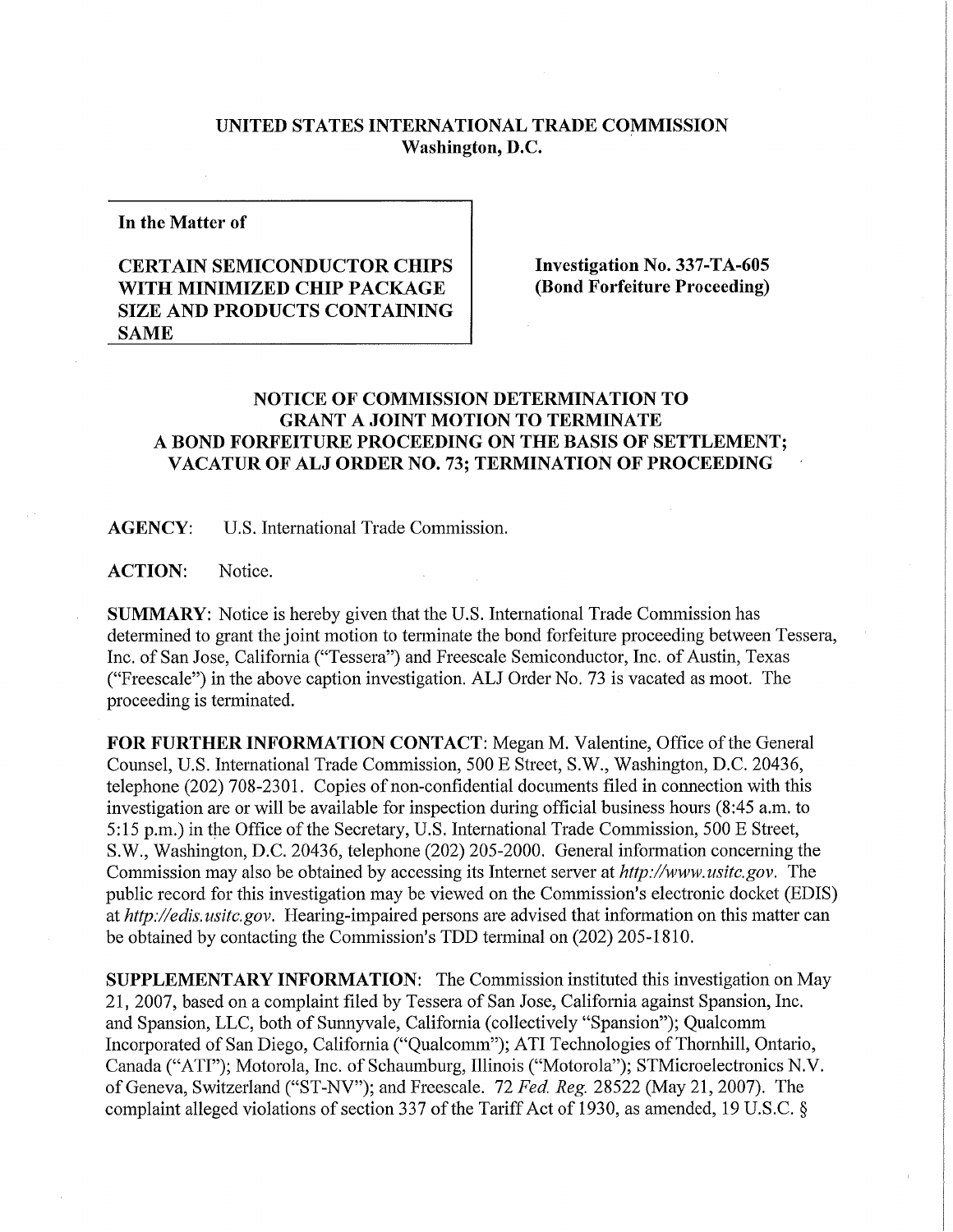**UNITED STATES INTERNATIONAL TRADE COMMISSION**
**Washington, D.C.**

**In the Matter of**

**CERTAIN SEMICONDUCTOR CHIPS WITH MINIMIZED CHIP PACKAGE SIZE AND PRODUCTS CONTAINING SAME**

**Investigation No. 337-TA-605 (Bond Forfeiture Proceeding)**

## NOTICE OF COMMISSION DETERMINATION TO GRANT A JOINT MOTION TO TERMINATE A BOND FORFEITURE PROCEEDING ON THE BASIS OF SETTLEMENT; VACATUR OF ALJ ORDER NO. 73; TERMINATION OF PROCEEDING

**AGENCY:** U.S. International Trade Commission.

**ACTION:** Notice.

**SUMMARY:** Notice is hereby given that the U.S. International Trade Commission has determined to grant the joint motion to terminate the bond forfeiture proceeding between Tessera, Inc. of San Jose, California ("Tessera") and Freescale Semiconductor, Inc. of Austin, Texas ("Freescale") in the above caption investigation. ALJ Order No. 73 is vacated as moot. The proceeding is terminated.

**FOR FURTHER INFORMATION CONTACT:** Megan M. Valentine, Office of the General Counsel, U.S. International Trade Commission, 500 E Street, S.W., Washington, D.C. 20436, telephone (202) 708-2301. Copies of non-confidential documents filed in connection with this investigation are or will be available for inspection during official business hours (8:45 a.m. to 5:15 p.m.) in the Office of the Secretary, U.S. International Trade Commission, 500 E Street, S.W., Washington, D.C. 20436, telephone (202) 205-2000. General information concerning the Commission may also be obtained by accessing its Internet server at *http://www.usitc.gov*. The public record for this investigation may be viewed on the Commission's electronic docket (EDIS) at *http://edis.usitc.gov*. Hearing-impaired persons are advised that information on this matter can be obtained by contacting the Commission's TDD terminal on (202) 205-1810.

**SUPPLEMENTARY INFORMATION:** The Commission instituted this investigation on May 21, 2007, based on a complaint filed by Tessera of San Jose, California against Spansion, Inc. and Spansion, LLC, both of Sunnyvale, California (collectively "Spansion"); Qualcomm Incorporated of San Diego, California ("Qualcomm"); ATI Technologies of Thornhill, Ontario, Canada ("ATI"); Motorola, Inc. of Schaumburg, Illinois ("Motorola"); STMicroelectronics N.V. of Geneva, Switzerland ("ST-NV"); and Freescale. 72 *Fed. Reg.* 28522 (May 21, 2007). The complaint alleged violations of section 337 of the Tariff Act of 1930, as amended, 19 U.S.C. §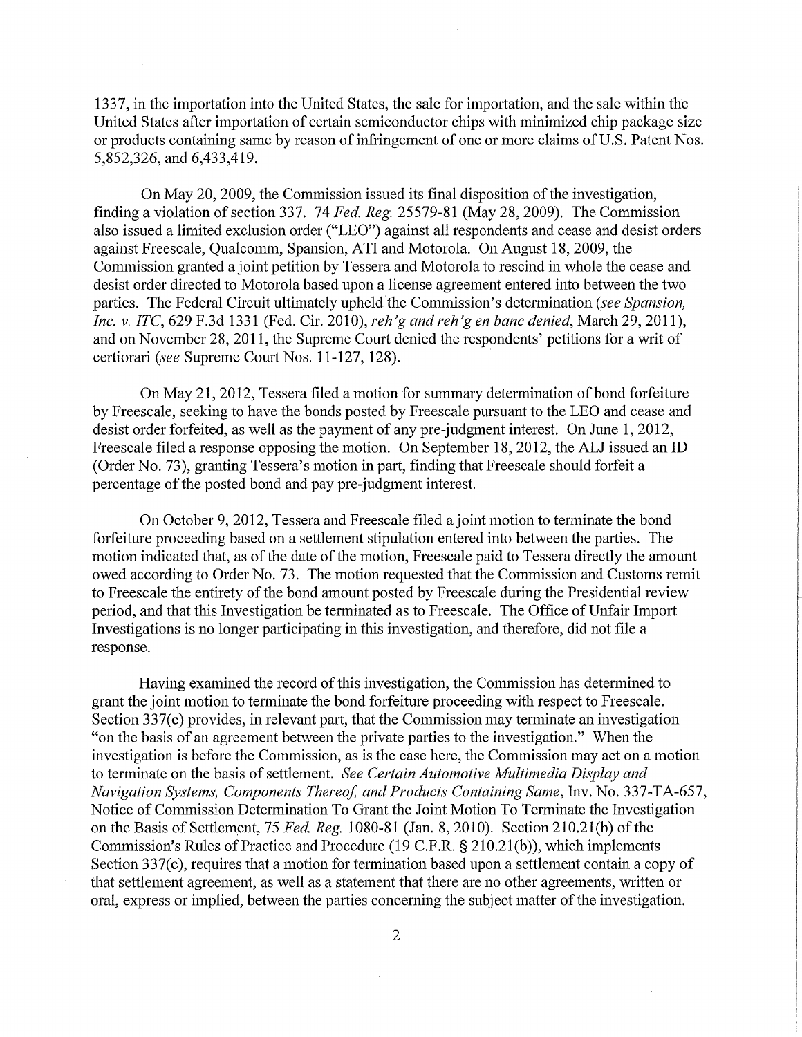1337, in the importation into the United States, the sale for importation, and the sale within the United States after importation of certain semiconductor chips with minimized chip package size or products containing same by reason of infringement of one or more claims of U.S. Patent Nos. 5,852,326, and 6,433,419.

On May 20, 2009, the Commission issued its final disposition of the investigation, finding a violation of section 337. 74 *Fed. Reg.* 25579-81 (May 28, 2009). The Commission also issued a limited exclusion order ("LEO") against all respondents and cease and desist orders against Freescale, Qualcomm, Spansion, ATI and Motorola. On August 18, 2009, the Commission granted a joint petition by Tessera and Motorola to rescind in whole the cease and desist order directed to Motorola based upon a license agreement entered into between the two parties. The Federal Circuit ultimately upheld the Commission's determination (*see Spansion, Inc. v. ITC*, 629 F.3d 1331 (Fed. Cir. 2010), *reh'g and reh'g en banc denied*, March 29, 2011), and on November 28, 2011, the Supreme Court denied the respondents' petitions for a writ of certiorari (*see* Supreme Court Nos. 11-127, 128).

On May 21, 2012, Tessera filed a motion for summary determination of bond forfeiture by Freescale, seeking to have the bonds posted by Freescale pursuant to the LEO and cease and desist order forfeited, as well as the payment of any pre-judgment interest. On June 1, 2012, Freescale filed a response opposing the motion. On September 18, 2012, the ALJ issued an ID (Order No. 73), granting Tessera's motion in part, finding that Freescale should forfeit a percentage of the posted bond and pay pre-judgment interest.

On October 9, 2012, Tessera and Freescale filed a joint motion to terminate the bond forfeiture proceeding based on a settlement stipulation entered into between the parties. The motion indicated that, as of the date of the motion, Freescale paid to Tessera directly the amount owed according to Order No. 73. The motion requested that the Commission and Customs remit to Freescale the entirety of the bond amount posted by Freescale during the Presidential review period, and that this Investigation be terminated as to Freescale. The Office of Unfair Import Investigations is no longer participating in this investigation, and therefore, did not file a response.

Having examined the record of this investigation, the Commission has determined to grant the joint motion to terminate the bond forfeiture proceeding with respect to Freescale. Section 337(c) provides, in relevant part, that the Commission may terminate an investigation "on the basis of an agreement between the private parties to the investigation." When the investigation is before the Commission, as is the case here, the Commission may act on a motion to terminate on the basis of settlement. *See Certain Automotive Multimedia Display and Navigation Systems, Components Thereof, and Products Containing Same*, Inv. No. 337-TA-657, Notice of Commission Determination To Grant the Joint Motion To Terminate the Investigation on the Basis of Settlement, 75 *Fed. Reg.* 1080-81 (Jan. 8, 2010). Section 210.21(b) of the Commission's Rules of Practice and Procedure (19 C.F.R. § 210.21(b)), which implements Section 337(c), requires that a motion for termination based upon a settlement contain a copy of that settlement agreement, as well as a statement that there are no other agreements, written or oral, express or implied, between the parties concerning the subject matter of the investigation.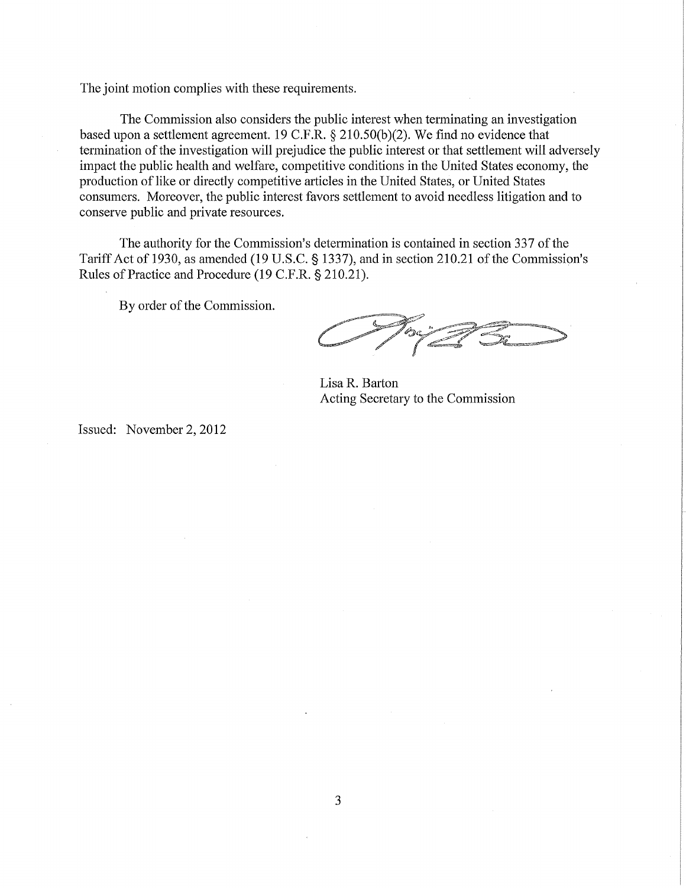The joint motion complies with these requirements.

The Commission also considers the public interest when terminating an investigation based upon a settlement agreement. 19 C.F.R. § 210.50(b)(2). We find no evidence that termination of the investigation will prejudice the public interest or that settlement will adversely impact the public health and welfare, competitive conditions in the United States economy, the production of like or directly competitive articles in the United States, or United States consumers. Moreover, the public interest favors settlement to avoid needless litigation and to conserve public and private resources.

The authority for the Commission's determination is contained in section 337 of the Tariff Act of 1930, as amended (19 U.S.C. § 1337), and in section 210.21 of the Commission's Rules of Practice and Procedure (19 C.F.R. § 210.21).

By order of the Commission.

Lisa R. Barton
Acting Secretary to the Commission

Issued: November 2, 2012